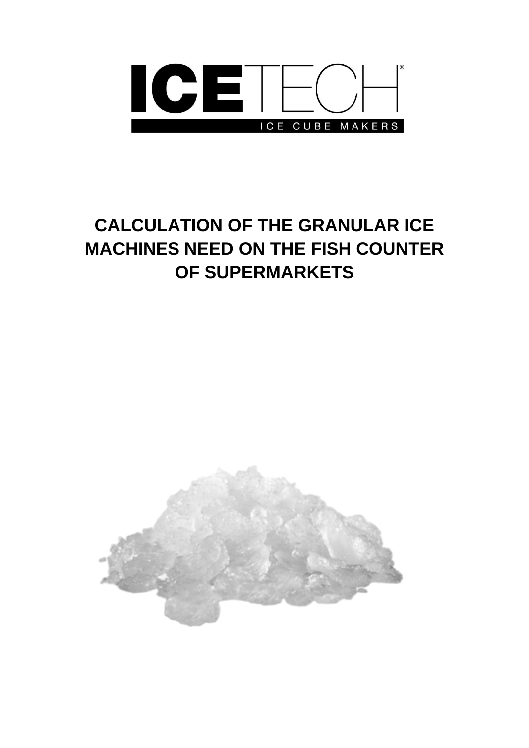ICETECH

ICE CUBE MAKERS

# CALCULATION OF THE GRANULAR ICE MACHINES NEED ON THE FISH COUNTER OF SUPERMARKETS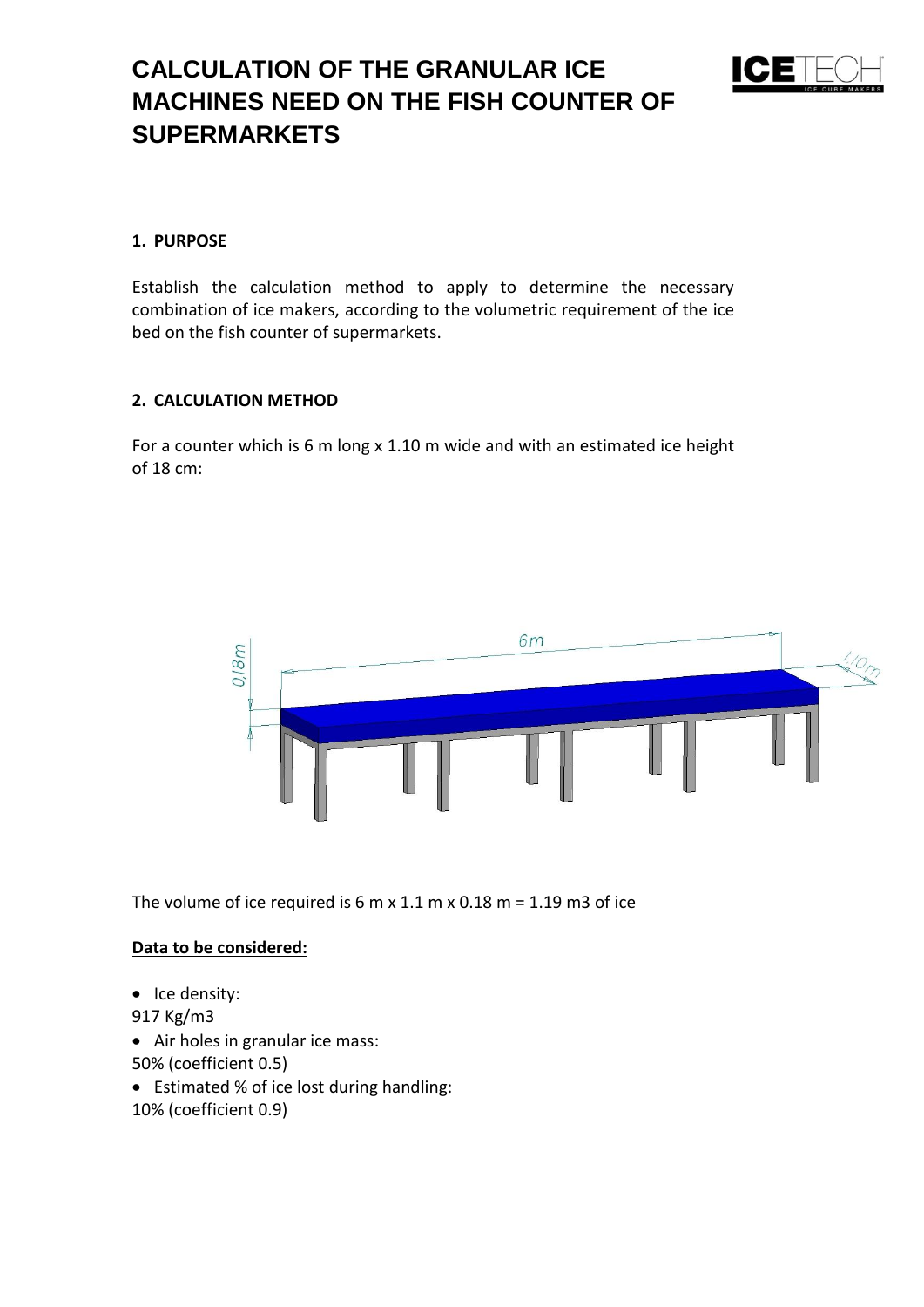# CALCULATION OF THE GRANULAR ICE MACHINES NEED ON THE FISH COUNTER OF SUPERMARKETS

## 1. PURPOSE

Establish the calculation method to apply to determine the necessary combination of ice makers, according to the volumetric requirement of the ice bed on the fish counter of supermarkets.

## 2. CALCULATION METHOD

For a counter which is 6 m long x 1.10 m wide and with an estimated ice height of 18 cm:

The volume of ice required is 6 m x 1.1 m x 0.18 m = 1.19 m3 of ice

**Data to be considered:**

- Ice density:

917 Kg/m3

- Air holes in granular ice mass:

50% (coefficient 0.5)

- Estimated % of ice lost during handling:

10% (coefficient 0.9)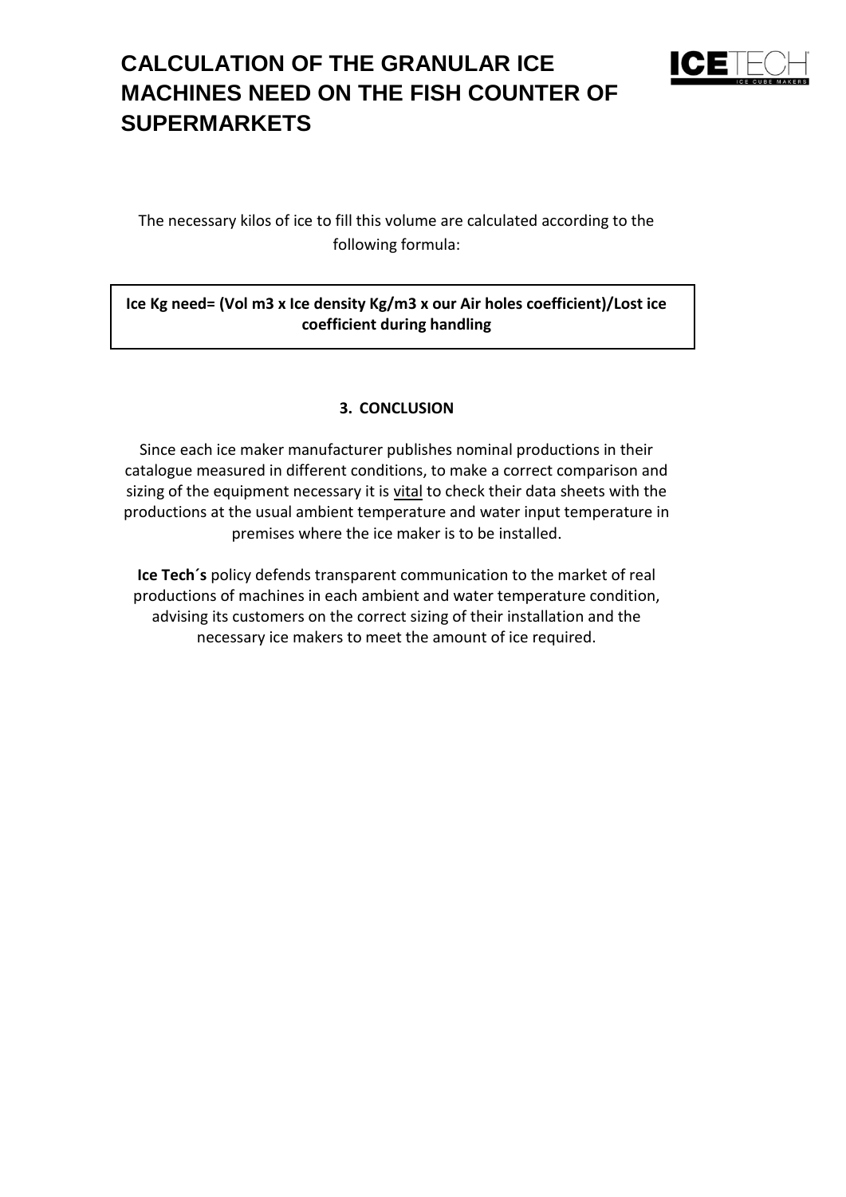# CALCULATION OF THE GRANULAR ICE MACHINES NEED ON THE FISH COUNTER OF SUPERMARKETS

The necessary kilos of ice to fill this volume are calculated according to the following formula:

**Ice Kg need= (Vol m3 x Ice density Kg/m3 x our Air holes coefficient)/Lost ice coefficient during handling**

## 3. CONCLUSION

Since each ice maker manufacturer publishes nominal productions in their catalogue measured in different conditions, to make a correct comparison and sizing of the equipment necessary it is vital to check their data sheets with the productions at the usual ambient temperature and water input temperature in premises where the ice maker is to be installed.

**Ice Tech´s** policy defends transparent communication to the market of real productions of machines in each ambient and water temperature condition, advising its customers on the correct sizing of their installation and the necessary ice makers to meet the amount of ice required.